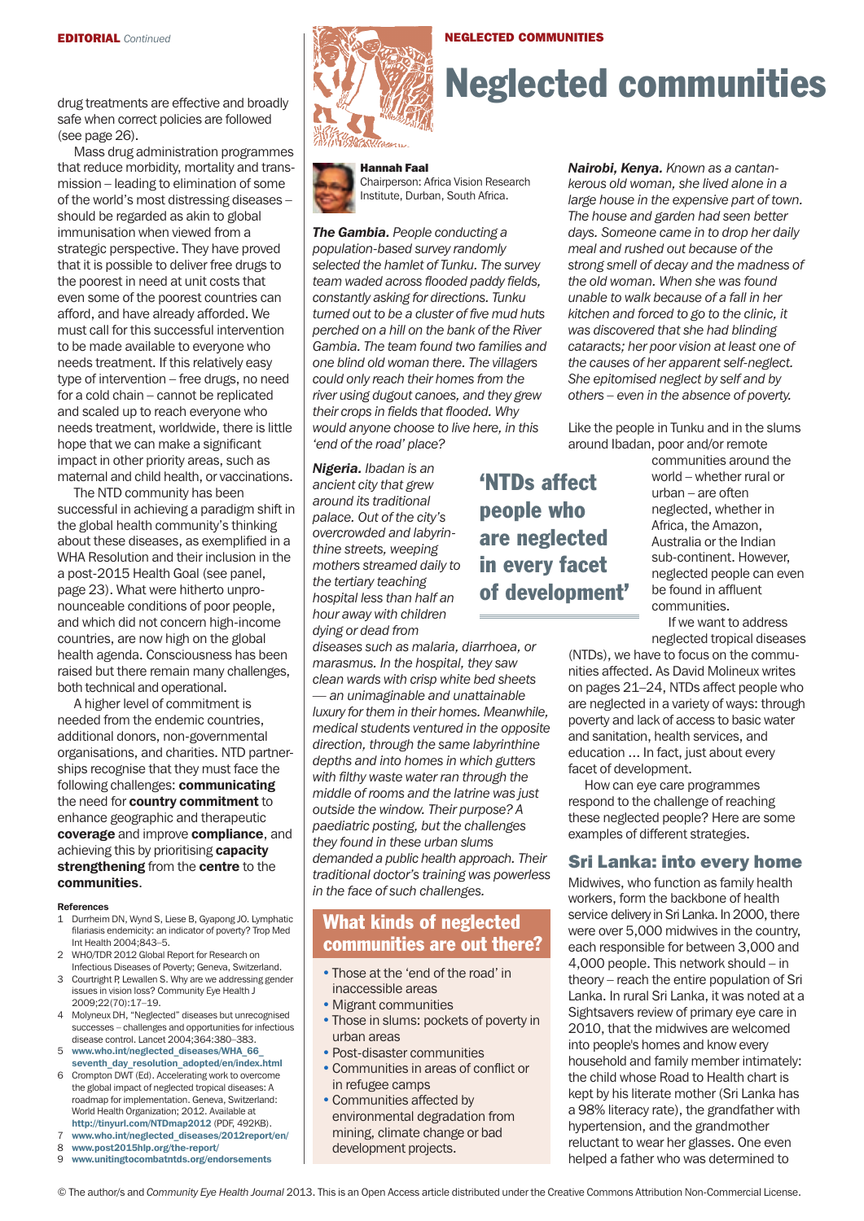drug treatments are effective and broadly safe when correct policies are followed (see page 26).

Mass drug administration programmes that reduce morbidity, mortality and transmission – leading to elimination of some of the world's most distressing diseases – should be regarded as akin to global immunisation when viewed from a strategic perspective. They have proved that it is possible to deliver free drugs to the poorest in need at unit costs that even some of the poorest countries can afford, and have already afforded. We must call for this successful intervention to be made available to everyone who needs treatment. If this relatively easy type of intervention – free drugs, no need for a cold chain – cannot be replicated and scaled up to reach everyone who needs treatment, worldwide, there is little hope that we can make a significant impact in other priority areas, such as maternal and child health, or vaccinations.

The NTD community has been successful in achieving a paradigm shift in the global health community's thinking about these diseases, as exemplified in a WHA Resolution and their inclusion in the a post-2015 Health Goal (see panel, page 23). What were hitherto unpronounceable conditions of poor people, and which did not concern high-income countries, are now high on the global health agenda. Consciousness has been raised but there remain many challenges, both technical and operational.

A higher level of commitment is needed from the endemic countries, additional donors, non-governmental organisations, and charities. NTD partnerships recognise that they must face the following challenges: **communicating** the need for **country commitment** to enhance geographic and therapeutic **coverage** and improve **compliance**, and achieving this by prioritising **capacity strengthening** from the **centre** to the **communities**.

**References**

1. Durrheim DN, Wynd S, Liese B, Gyapong JO. Lymphatic filariasis endemicity: an indicator of poverty? Trop Med Int Health 2004;843–5.
2. WHO/TDR 2012 Global Report for Research on Infectious Diseases of Poverty; Geneva, Switzerland.
3. Courtright P, Lewallen S. Why are we addressing gender issues in vision loss? Community Eye Health J 2009;22(70):17–19.
4. Molyneux DH, "Neglected" diseases but unrecognised successes – challenges and opportunities for infectious disease control. Lancet 2004;364:380–383.
5. **www.who.int/neglected_diseases/WHA_66_seventh_day_resolution_adopted/en/index.html**
6. Crompton DWT (Ed). Accelerating work to overcome the global impact of neglected tropical diseases: A roadmap for implementation. Geneva, Switzerland: World Health Organization; 2012. Available at **http://tinyurl.com/NTDmap2012** (PDF, 492KB).
7. **www.who.int/neglected_diseases/2012report/en/**
8. **www.post2015hlp.org/the-report/**
9. **www.unitingtocombatntds.org/endorsements**

# Neglected communities

**Hannah Faal**
Chairperson: Africa Vision Research Institute, Durban, South Africa.

***The Gambia.*** *People conducting a population-based survey randomly selected the hamlet of Tunku. The survey team waded across flooded paddy fields, constantly asking for directions. Tunku turned out to be a cluster of five mud huts perched on a hill on the bank of the River Gambia. The team found two families and one blind old woman there. The villagers could only reach their homes from the river using dugout canoes, and they grew their crops in fields that flooded. Why would anyone choose to live here, in this 'end of the road' place?*

***Nigeria.*** *Ibadan is an ancient city that grew around its traditional palace. Out of the city's overcrowded and labyrinthine streets, weeping mothers streamed daily to the tertiary teaching hospital less than half an hour away with children dying or dead from diseases such as malaria, diarrhoea, or marasmus. In the hospital, they saw clean wards with crisp white bed sheets — an unimaginable and unattainable luxury for them in their homes. Meanwhile, medical students ventured in the opposite direction, through the same labyrinthine depths and into homes in which gutters with filthy waste water ran through the middle of rooms and the latrine was just outside the window. Their purpose? A paediatric posting, but the challenges they found in these urban slums demanded a public health approach. Their traditional doctor's training was powerless in the face of such challenges.*

## What kinds of neglected communities are out there?

- Those at the 'end of the road' in inaccessible areas
- Migrant communities
- Those in slums: pockets of poverty in urban areas
- Post-disaster communities
- Communities in areas of conflict or in refugee camps
- Communities affected by environmental degradation from mining, climate change or bad development projects.

***Nairobi, Kenya.*** *Known as a cantankerous old woman, she lived alone in a large house in the expensive part of town. The house and garden had seen better days. Someone came in to drop her daily meal and rushed out because of the strong smell of decay and the madness of the old woman. When she was found unable to walk because of a fall in her kitchen and forced to go to the clinic, it was discovered that she had blinding cataracts; her poor vision at least one of the causes of her apparent self-neglect. She epitomised neglect by self and by others – even in the absence of poverty.*

Like the people in Tunku and in the slums around Ibadan, poor and/or remote communities around the world – whether rural or urban – are often neglected, whether in Africa, the Amazon, Australia or the Indian sub-continent. However, neglected people can even be found in affluent communities.

**'NTDs affect people who are neglected in every facet of development'**

If we want to address neglected tropical diseases (NTDs), we have to focus on the communities affected. As David Molineux writes on pages 21–24, NTDs affect people who are neglected in a variety of ways: through poverty and lack of access to basic water and sanitation, health services, and education ... In fact, just about every facet of development.

How can eye care programmes respond to the challenge of reaching these neglected people? Here are some examples of different strategies.

## Sri Lanka: into every home

Midwives, who function as family health workers, form the backbone of health service delivery in Sri Lanka. In 2000, there were over 5,000 midwives in the country, each responsible for between 3,000 and 4,000 people. This network should – in theory – reach the entire population of Sri Lanka. In rural Sri Lanka, it was noted at a Sightsavers review of primary eye care in 2010, that the midwives are welcomed into people's homes and know every household and family member intimately: the child whose Road to Health chart is kept by his literate mother (Sri Lanka has a 98% literacy rate), the grandfather with hypertension, and the grandmother reluctant to wear her glasses. One even helped a father who was determined to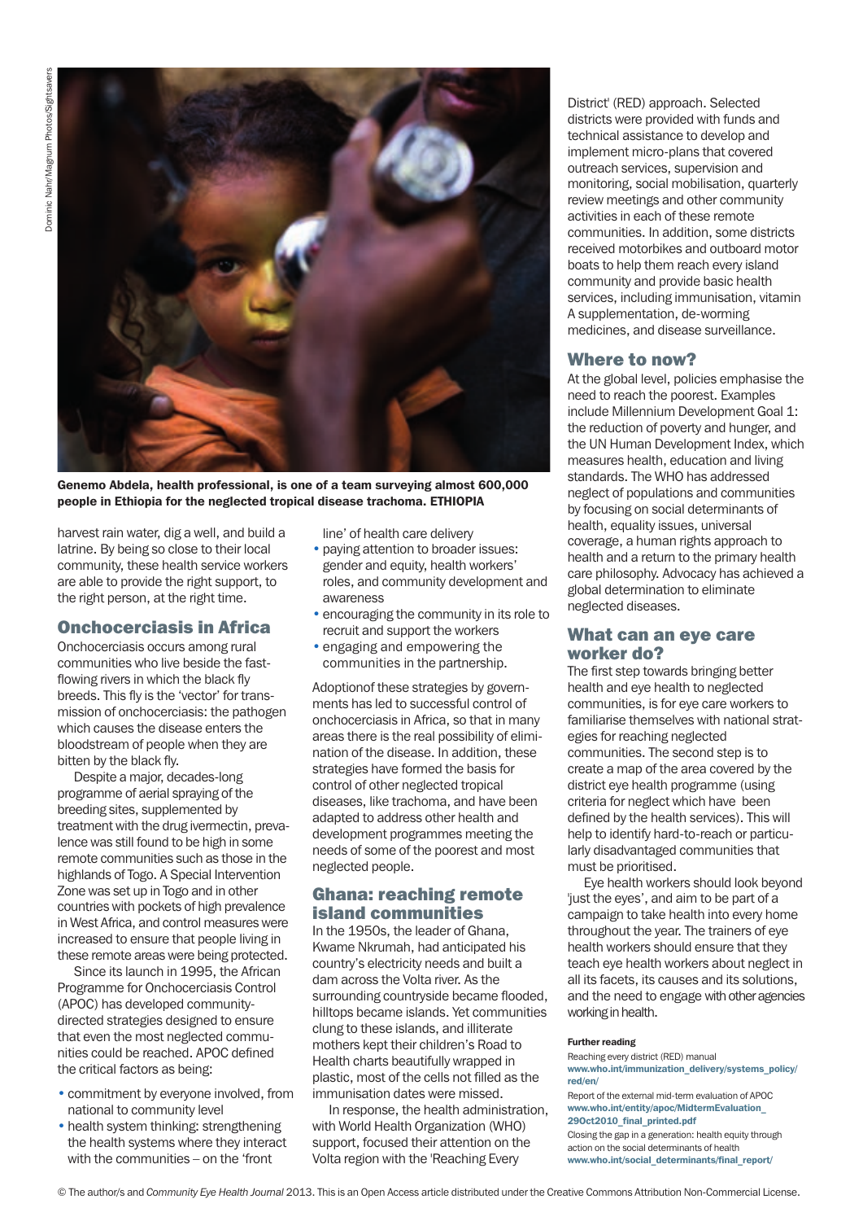Genemo Abdela, health professional, is one of a team surveying almost 600,000 people in Ethiopia for the neglected tropical disease trachoma. ETHIOPIA

harvest rain water, dig a well, and build a latrine. By being so close to their local community, these health service workers are able to provide the right support, to the right person, at the right time.

## Onchocerciasis in Africa

Onchocerciasis occurs among rural communities who live beside the fast-flowing rivers in which the black fly breeds. This fly is the 'vector' for transmission of onchocerciasis: the pathogen which causes the disease enters the bloodstream of people when they are bitten by the black fly.

Despite a major, decades-long programme of aerial spraying of the breeding sites, supplemented by treatment with the drug ivermectin, prevalence was still found to be high in some remote communities such as those in the highlands of Togo. A Special Intervention Zone was set up in Togo and in other countries with pockets of high prevalence in West Africa, and control measures were increased to ensure that people living in these remote areas were being protected.

Since its launch in 1995, the African Programme for Onchocerciasis Control (APOC) has developed community-directed strategies designed to ensure that even the most neglected communities could be reached. APOC defined the critical factors as being:

- commitment by everyone involved, from national to community level
- health system thinking: strengthening the health systems where they interact with the communities – on the 'front line' of health care delivery
- paying attention to broader issues: gender and equity, health workers' roles, and community development and awareness
- encouraging the community in its role to recruit and support the workers
- engaging and empowering the communities in the partnership.

Adoptionof these strategies by governments has led to successful control of onchocerciasis in Africa, so that in many areas there is the real possibility of elimination of the disease. In addition, these strategies have formed the basis for control of other neglected tropical diseases, like trachoma, and have been adapted to address other health and development programmes meeting the needs of some of the poorest and most neglected people.

## Ghana: reaching remote island communities

In the 1950s, the leader of Ghana, Kwame Nkrumah, had anticipated his country's electricity needs and built a dam across the Volta river. As the surrounding countryside became flooded, hilltops became islands. Yet communities clung to these islands, and illiterate mothers kept their children's Road to Health charts beautifully wrapped in plastic, most of the cells not filled as the immunisation dates were missed.

In response, the health administration, with World Health Organization (WHO) support, focused their attention on the Volta region with the 'Reaching Every District' (RED) approach. Selected districts were provided with funds and technical assistance to develop and implement micro-plans that covered outreach services, supervision and monitoring, social mobilisation, quarterly review meetings and other community activities in each of these remote communities. In addition, some districts received motorbikes and outboard motor boats to help them reach every island community and provide basic health services, including immunisation, vitamin A supplementation, de-worming medicines, and disease surveillance.

## Where to now?

At the global level, policies emphasise the need to reach the poorest. Examples include Millennium Development Goal 1: the reduction of poverty and hunger, and the UN Human Development Index, which measures health, education and living standards. The WHO has addressed neglect of populations and communities by focusing on social determinants of health, equality issues, universal coverage, a human rights approach to health and a return to the primary health care philosophy. Advocacy has achieved a global determination to eliminate neglected diseases.

## What can an eye care worker do?

The first step towards bringing better health and eye health to neglected communities, is for eye care workers to familiarise themselves with national strategies for reaching neglected communities. The second step is to create a map of the area covered by the district eye health programme (using criteria for neglect which have been defined by the health services). This will help to identify hard-to-reach or particularly disadvantaged communities that must be prioritised.

Eye health workers should look beyond 'just the eyes', and aim to be part of a campaign to take health into every home throughout the year. The trainers of eye health workers should ensure that they teach eye health workers about neglect in all its facets, its causes and its solutions, and the need to engage with other agencies working in health.

**Further reading**

Reaching every district (RED) manual
**www.who.int/immunization_delivery/systems_policy/red/en/**

Report of the external mid-term evaluation of APOC
**www.who.int/entity/apoc/MidtermEvaluation_29Oct2010_final_printed.pdf**

Closing the gap in a generation: health equity through action on the social determinants of health
**www.who.int/social_determinants/final_report/**

© The author/s and *Community Eye Health Journal* 2013. This is an Open Access article distributed under the Creative Commons Attribution Non-Commercial License.